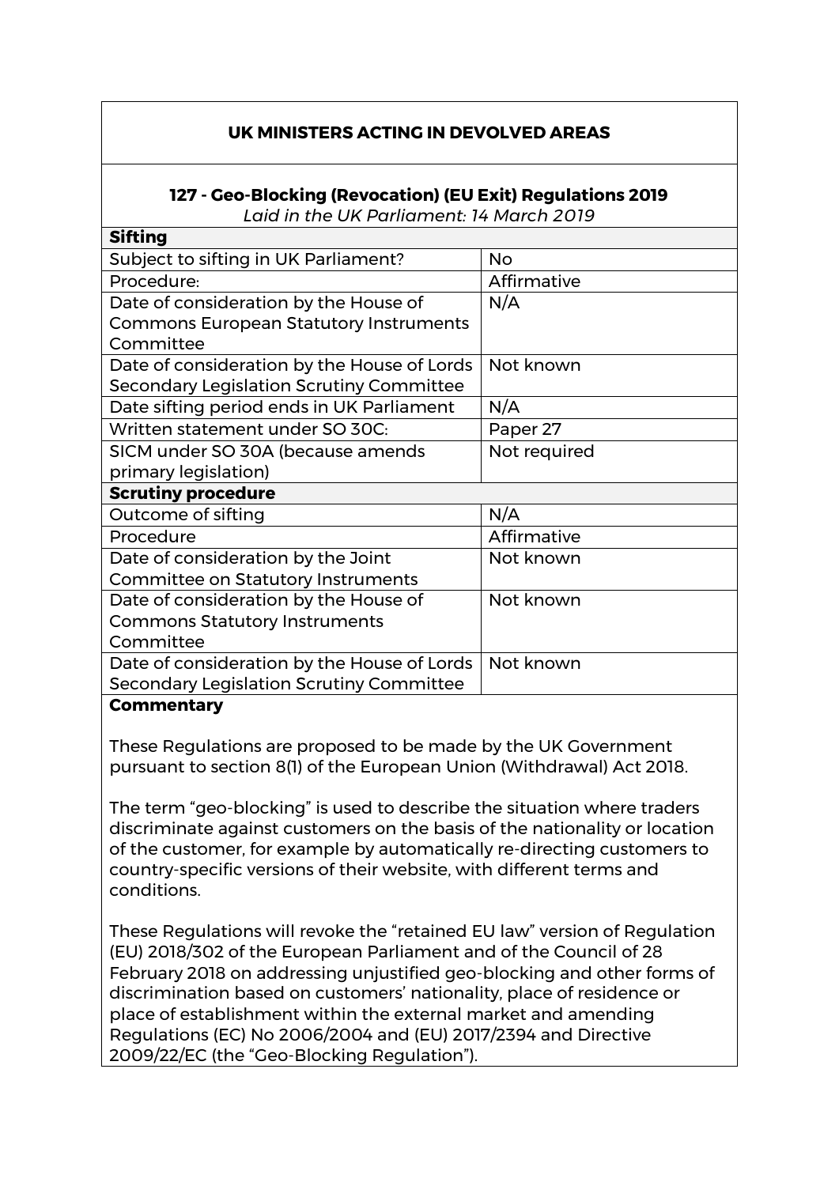## UK MINISTERS ACTING IN DEVOLVED AREAS

### 127 - Geo-Blocking (Revocation) (EU Exit) Regulations 2019

*Laid in the UK Parliament: 14 March 2019*

| **Sifting** | |
|---|---|
| Subject to sifting in UK Parliament? | No |
| Procedure: | Affirmative |
| Date of consideration by the House of Commons European Statutory Instruments Committee | N/A |
| Date of consideration by the House of Lords Secondary Legislation Scrutiny Committee | Not known |
| Date sifting period ends in UK Parliament | N/A |
| Written statement under SO 30C: | Paper 27 |
| SICM under SO 30A (because amends primary legislation) | Not required |
| **Scrutiny procedure** | |
| Outcome of sifting | N/A |
| Procedure | Affirmative |
| Date of consideration by the Joint Committee on Statutory Instruments | Not known |
| Date of consideration by the House of Commons Statutory Instruments Committee | Not known |
| Date of consideration by the House of Lords Secondary Legislation Scrutiny Committee | Not known |

**Commentary**

These Regulations are proposed to be made by the UK Government pursuant to section 8(1) of the European Union (Withdrawal) Act 2018.

The term "geo-blocking" is used to describe the situation where traders discriminate against customers on the basis of the nationality or location of the customer, for example by automatically re-directing customers to country-specific versions of their website, with different terms and conditions.

These Regulations will revoke the "retained EU law" version of Regulation (EU) 2018/302 of the European Parliament and of the Council of 28 February 2018 on addressing unjustified geo-blocking and other forms of discrimination based on customers' nationality, place of residence or place of establishment within the external market and amending Regulations (EC) No 2006/2004 and (EU) 2017/2394 and Directive 2009/22/EC (the "Geo-Blocking Regulation").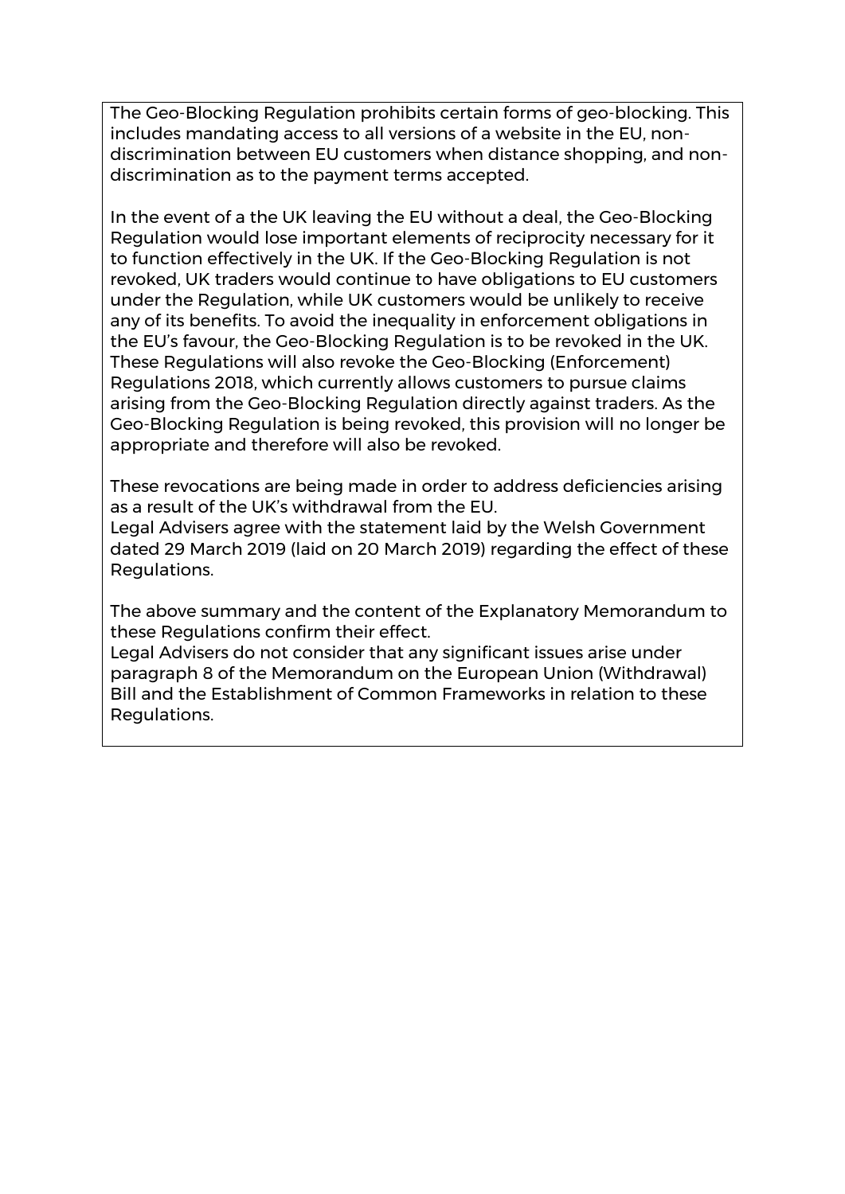The Geo-Blocking Regulation prohibits certain forms of geo-blocking. This includes mandating access to all versions of a website in the EU, non-discrimination between EU customers when distance shopping, and non-discrimination as to the payment terms accepted.

In the event of a the UK leaving the EU without a deal, the Geo-Blocking Regulation would lose important elements of reciprocity necessary for it to function effectively in the UK. If the Geo-Blocking Regulation is not revoked, UK traders would continue to have obligations to EU customers under the Regulation, while UK customers would be unlikely to receive any of its benefits. To avoid the inequality in enforcement obligations in the EU's favour, the Geo-Blocking Regulation is to be revoked in the UK. These Regulations will also revoke the Geo-Blocking (Enforcement) Regulations 2018, which currently allows customers to pursue claims arising from the Geo-Blocking Regulation directly against traders. As the Geo-Blocking Regulation is being revoked, this provision will no longer be appropriate and therefore will also be revoked.

These revocations are being made in order to address deficiencies arising as a result of the UK's withdrawal from the EU.
Legal Advisers agree with the statement laid by the Welsh Government dated 29 March 2019 (laid on 20 March 2019) regarding the effect of these Regulations.

The above summary and the content of the Explanatory Memorandum to these Regulations confirm their effect.
Legal Advisers do not consider that any significant issues arise under paragraph 8 of the Memorandum on the European Union (Withdrawal) Bill and the Establishment of Common Frameworks in relation to these Regulations.